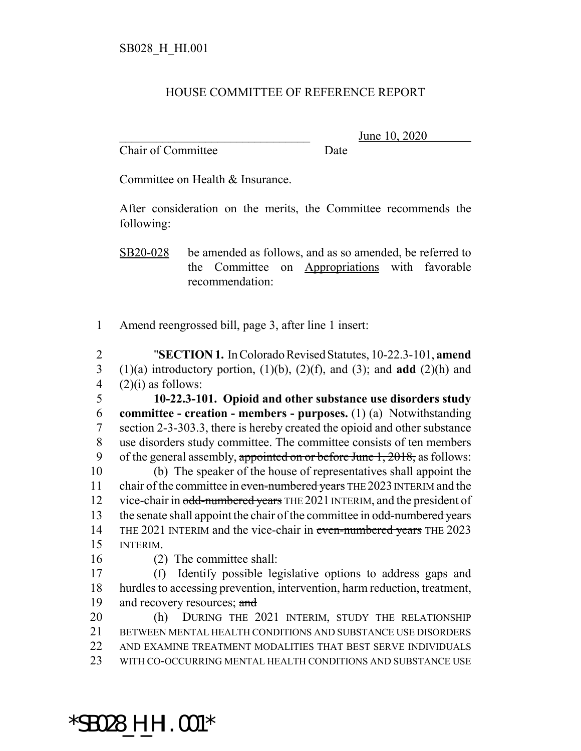SB028_H_HI.001

HOUSE COMMITTEE OF REFERENCE REPORT

_______________________________ June 10, 2020
Chair of Committee Date

Committee on Health & Insurance.

After consideration on the merits, the Committee recommends the following:

SB20-028 be amended as follows, and as so amended, be referred to the Committee on Appropriations with favorable recommendation:

1 Amend reengrossed bill, page 3, after line 1 insert:

2 "**SECTION 1.** In Colorado Revised Statutes, 10-22.3-101, **amend**
3 (1)(a) introductory portion, (1)(b), (2)(f), and (3); and **add** (2)(h) and
4 (2)(i) as follows:

5 **10-22.3-101. Opioid and other substance use disorders study**
6 **committee - creation - members - purposes.** (1) (a) Notwithstanding
7 section 2-3-303.3, there is hereby created the opioid and other substance
8 use disorders study committee. The committee consists of ten members
9 of the general assembly, ~~appointed on or before June 1, 2018,~~ as follows:

10 (b) The speaker of the house of representatives shall appoint the
11 chair of the committee in ~~even-numbered years~~ THE 2023 INTERIM and the
12 vice-chair in ~~odd-numbered years~~ THE 2021 INTERIM, and the president of
13 the senate shall appoint the chair of the committee in ~~odd-numbered years~~
14 THE 2021 INTERIM and the vice-chair in ~~even-numbered years~~ THE 2023
15 INTERIM.

16 (2) The committee shall:

17 (f) Identify possible legislative options to address gaps and
18 hurdles to accessing prevention, intervention, harm reduction, treatment,
19 and recovery resources; ~~and~~

20 (h) DURING THE 2021 INTERIM, STUDY THE RELATIONSHIP
21 BETWEEN MENTAL HEALTH CONDITIONS AND SUBSTANCE USE DISORDERS
22 AND EXAMINE TREATMENT MODALITIES THAT BEST SERVE INDIVIDUALS
23 WITH CO-OCCURRING MENTAL HEALTH CONDITIONS AND SUBSTANCE USE

*SB028_H_HI.001*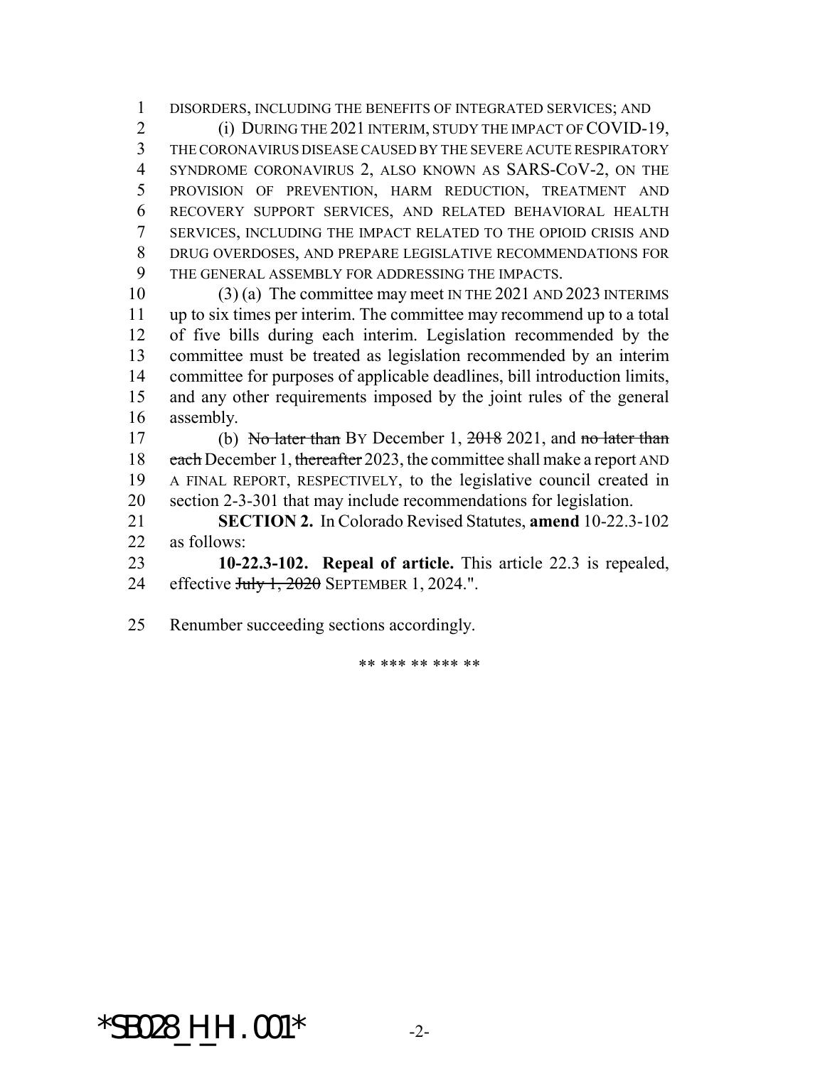DISORDERS, INCLUDING THE BENEFITS OF INTEGRATED SERVICES; AND

(i) DURING THE 2021 INTERIM, STUDY THE IMPACT OF COVID-19, THE CORONAVIRUS DISEASE CAUSED BY THE SEVERE ACUTE RESPIRATORY SYNDROME CORONAVIRUS 2, ALSO KNOWN AS SARS-COV-2, ON THE PROVISION OF PREVENTION, HARM REDUCTION, TREATMENT AND RECOVERY SUPPORT SERVICES, AND RELATED BEHAVIORAL HEALTH SERVICES, INCLUDING THE IMPACT RELATED TO THE OPIOID CRISIS AND DRUG OVERDOSES, AND PREPARE LEGISLATIVE RECOMMENDATIONS FOR THE GENERAL ASSEMBLY FOR ADDRESSING THE IMPACTS.

(3) (a) The committee may meet IN THE 2021 AND 2023 INTERIMS up to six times per interim. The committee may recommend up to a total of five bills during each interim. Legislation recommended by the committee must be treated as legislation recommended by an interim committee for purposes of applicable deadlines, bill introduction limits, and any other requirements imposed by the joint rules of the general assembly.

(b) ~~No later than~~ BY December 1, ~~2018~~ 2021, and ~~no later than each~~ December 1, ~~thereafter~~ 2023, the committee shall make a report AND A FINAL REPORT, RESPECTIVELY, to the legislative council created in section 2-3-301 that may include recommendations for legislation.

**SECTION 2.** In Colorado Revised Statutes, **amend** 10-22.3-102 as follows:

**10-22.3-102. Repeal of article.** This article 22.3 is repealed, effective ~~July 1, 2020~~ SEPTEMBER 1, 2024.".

Renumber succeeding sections accordingly.

** *** ** *** **

*SB028_H_HI.001*